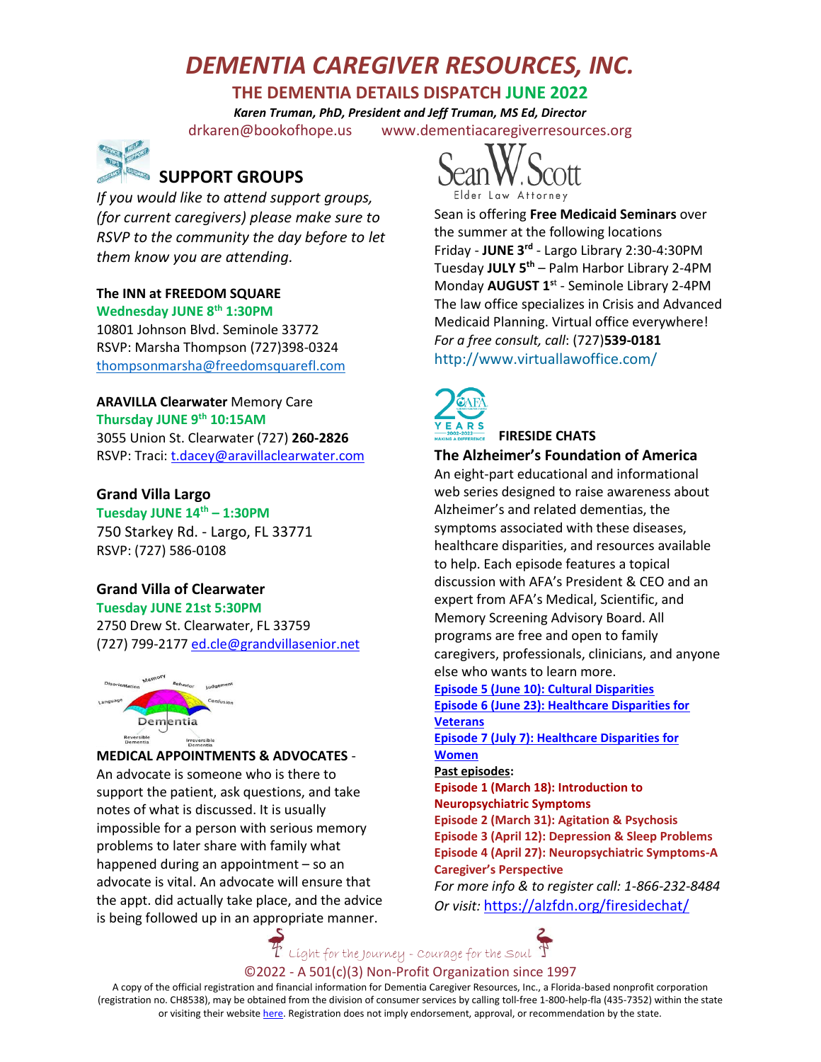# DEMENTIA CAREGIVER RESOURCES, INC.

## THE DEMENTIA DETAILS DISPATCH JUNE 2022

***Karen Truman, PhD, President and Jeff Truman, MS Ed, Director***

drkaren@bookofhope.us www.dementiacaregiverresources.org

## SUPPORT GROUPS

*If you would like to attend support groups, (for current caregivers) please make sure to RSVP to the community the day before to let them know you are attending.*

**The INN at FREEDOM SQUARE**
**Wednesday JUNE 8th 1:30PM**
10801 Johnson Blvd. Seminole 33772
RSVP: Marsha Thompson (727)398-0324
thompsonmarsha@freedomsquarefl.com

**ARAVILLA Clearwater** Memory Care
**Thursday JUNE 9th 10:15AM**
3055 Union St. Clearwater (727) **260-2826**
RSVP: Traci: t.dacey@aravillaclearwater.com

**Grand Villa Largo**
**Tuesday JUNE 14th – 1:30PM**
750 Starkey Rd. - Largo, FL 33771
RSVP: (727) 586-0108

**Grand Villa of Clearwater**
**Tuesday JUNE 21st 5:30PM**
2750 Drew St. Clearwater, FL 33759
(727) 799-2177 ed.cle@grandvillasenior.net

**MEDICAL APPOINTMENTS & ADVOCATES** - An advocate is someone who is there to support the patient, ask questions, and take notes of what is discussed. It is usually impossible for a person with serious memory problems to later share with family what happened during an appointment – so an advocate is vital. An advocate will ensure that the appt. did actually take place, and the advice is being followed up in an appropriate manner.

Sean W. Scott
Elder Law Attorney

Sean is offering **Free Medicaid Seminars** over the summer at the following locations
Friday - **JUNE 3rd** - Largo Library 2:30-4:30PM
Tuesday **JULY 5th** – Palm Harbor Library 2-4PM
Monday **AUGUST 1st** - Seminole Library 2-4PM
The law office specializes in Crisis and Advanced Medicaid Planning. Virtual office everywhere!
*For a free consult, call*: (727)**539-0181**
http://www.virtuallawoffice.com/

**FIRESIDE CHATS**

**The Alzheimer's Foundation of America**

An eight-part educational and informational web series designed to raise awareness about Alzheimer's and related dementias, the symptoms associated with these diseases, healthcare disparities, and resources available to help. Each episode features a topical discussion with AFA's President & CEO and an expert from AFA's Medical, Scientific, and Memory Screening Advisory Board. All programs are free and open to family caregivers, professionals, clinicians, and anyone else who wants to learn more.

**Episode 5 (June 10): Cultural Disparities**
**Episode 6 (June 23): Healthcare Disparities for Veterans**
**Episode 7 (July 7): Healthcare Disparities for Women**

**Past episodes:**
**Episode 1 (March 18): Introduction to Neuropsychiatric Symptoms**
**Episode 2 (March 31): Agitation & Psychosis**
**Episode 3 (April 12): Depression & Sleep Problems**
**Episode 4 (April 27): Neuropsychiatric Symptoms-A Caregiver's Perspective**

*For more info & to register call: 1-866-232-8484*
*Or visit:* https://alzfdn.org/firesidechat/

Light for the Journey - Courage for the Soul

©2022 - A 501(c)(3) Non-Profit Organization since 1997

A copy of the official registration and financial information for Dementia Caregiver Resources, Inc., a Florida-based nonprofit corporation (registration no. CH8538), may be obtained from the division of consumer services by calling toll-free 1-800-help-fla (435-7352) within the state or visiting their website here. Registration does not imply endorsement, approval, or recommendation by the state.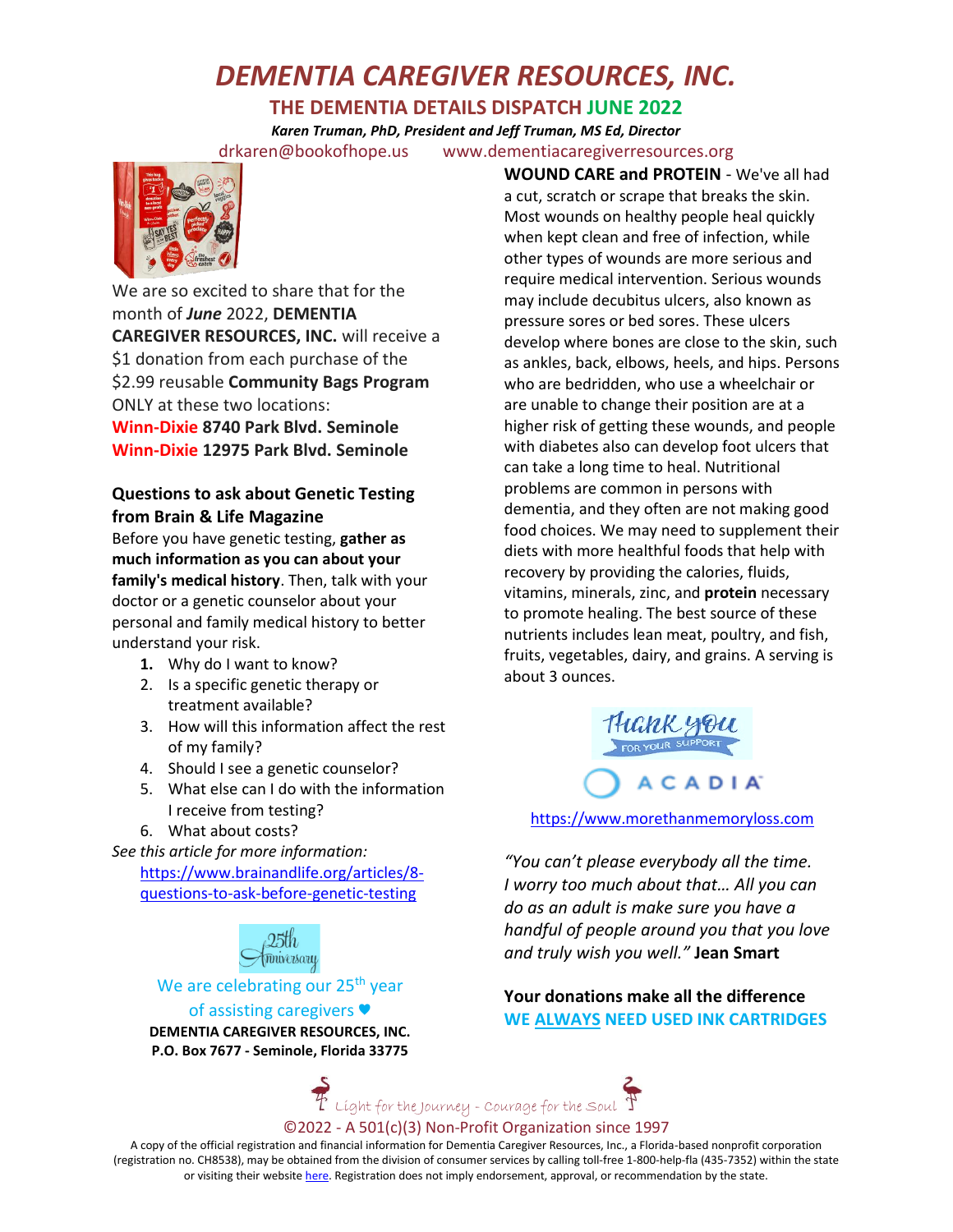# DEMENTIA CAREGIVER RESOURCES, INC.

## THE DEMENTIA DETAILS DISPATCH JUNE 2022

***Karen Truman, PhD, President and Jeff Truman, MS Ed, Director***

drkaren@bookofhope.us www.dementiacaregiverresources.org

We are so excited to share that for the month of ***June*** 2022, **DEMENTIA CAREGIVER RESOURCES, INC.** will receive a $1 donation from each purchase of the $2.99 reusable **Community Bags Program** ONLY at these two locations:

**Winn-Dixie 8740 Park Blvd. Seminole**
**Winn-Dixie 12975 Park Blvd. Seminole**

### Questions to ask about Genetic Testing from Brain & Life Magazine

Before you have genetic testing, **gather as much information as you can about your family's medical history**. Then, talk with your doctor or a genetic counselor about your personal and family medical history to better understand your risk.

1. Why do I want to know?
2. Is a specific genetic therapy or treatment available?
3. How will this information affect the rest of my family?
4. Should I see a genetic counselor?
5. What else can I do with the information I receive from testing?
6. What about costs?

*See this article for more information:*
https://www.brainandlife.org/articles/8-questions-to-ask-before-genetic-testing

25th Anniversary

We are celebrating our 25th year of assisting caregivers ♥

**DEMENTIA CAREGIVER RESOURCES, INC.**
**P.O. Box 7677 - Seminole, Florida 33775**

**WOUND CARE and PROTEIN** - We've all had a cut, scratch or scrape that breaks the skin. Most wounds on healthy people heal quickly when kept clean and free of infection, while other types of wounds are more serious and require medical intervention. Serious wounds may include decubitus ulcers, also known as pressure sores or bed sores. These ulcers develop where bones are close to the skin, such as ankles, back, elbows, heels, and hips. Persons who are bedridden, who use a wheelchair or are unable to change their position are at a higher risk of getting these wounds, and people with diabetes also can develop foot ulcers that can take a long time to heal. Nutritional problems are common in persons with dementia, and they often are not making good food choices. We may need to supplement their diets with more healthful foods that help with recovery by providing the calories, fluids, vitamins, minerals, zinc, and **protein** necessary to promote healing. The best source of these nutrients includes lean meat, poultry, and fish, fruits, vegetables, dairy, and grains. A serving is about 3 ounces.

Thank you FOR YOUR SUPPORT

ACADIA

https://www.morethanmemoryloss.com

*"You can't please everybody all the time. I worry too much about that… All you can do as an adult is make sure you have a handful of people around you that you love and truly wish you well."* **Jean Smart**

**Your donations make all the difference**
**WE ALWAYS NEED USED INK CARTRIDGES**

Light for the Journey - Courage for the Soul

©2022 - A 501(c)(3) Non-Profit Organization since 1997

A copy of the official registration and financial information for Dementia Caregiver Resources, Inc., a Florida-based nonprofit corporation (registration no. CH8538), may be obtained from the division of consumer services by calling toll-free 1-800-help-fla (435-7352) within the state or visiting their website here. Registration does not imply endorsement, approval, or recommendation by the state.